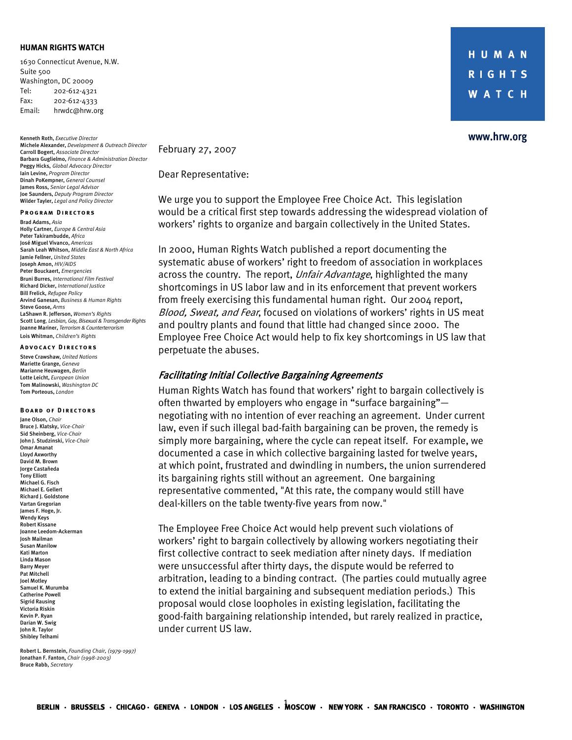**HUMAN RIGHTS WATCH**

1630 Connecticut Avenue, N.W.
Suite 500
Washington, DC 20009
Tel: 202-612-4321
Fax: 202-612-4333
Email: hrwdc@hrw.org

HUMAN RIGHTS WATCH

www.hrw.org

**Kenneth Roth**, *Executive Director*
**Michele Alexander**, *Development & Outreach Director*
**Carroll Bogert**, *Associate Director*
**Barbara Guglielmo**, *Finance & Administration Director*
**Peggy Hicks**, *Global Advocacy Director*
**Iain Levine**, *Program Director*
**Dinah PoKempner**, *General Counsel*
**James Ross**, *Senior Legal Advisor*
**Joe Saunders**, *Deputy Program Director*
**Wilder Tayler**, *Legal and Policy Director*

**PROGRAM DIRECTORS**

**Brad Adams**, *Asia*
**Holly Cartner**, *Europe & Central Asia*
**Peter Takirambudde**, *Africa*
**José Miguel Vivanco**, *Americas*
**Sarah Leah Whitson**, *Middle East & North Africa*
**Jamie Fellner**, *United States*
**Joseph Amon**, *HIV/AIDS*
**Peter Bouckaert**, *Emergencies*
**Bruni Burres**, *International Film Festival*
**Richard Dicker**, *International Justice*
**Bill Frelick**, *Refugee Policy*
**Arvind Ganesan**, *Business & Human Rights*
**Steve Goose**, *Arms*
**LaShawn R. Jefferson**, *Women's Rights*
**Scott Long**, *Lesbian, Gay, Bisexual & Transgender Rights*
**Joanne Mariner**, *Terrorism & Counterterrorism*
**Lois Whitman**, *Children's Rights*

**ADVOCACY DIRECTORS**

**Steve Crawshaw**, *United Nations*
**Mariette Grange**, *Geneva*
**Marianne Heuwagen**, *Berlin*
**Lotte Leicht**, *European Union*
**Tom Malinowski**, *Washington DC*
**Tom Porteous**, *London*

**BOARD OF DIRECTORS**

**Jane Olson**, *Chair*
**Bruce J. Klatsky**, *Vice-Chair*
**Sid Sheinberg**, *Vice-Chair*
**John J. Studzinski**, *Vice-Chair*
**Omar Amanat**
**Lloyd Axworthy**
**David M. Brown**
**Jorge Castañeda**
**Tony Elliott**
**Michael G. Fisch**
**Michael E. Gellert**
**Richard J. Goldstone**
**Vartan Gregorian**
**James F. Hoge, Jr.**
**Wendy Keys**
**Robert Kissane**
**Joanne Leedom-Ackerman**
**Josh Mailman**
**Susan Manilow**
**Kati Marton**
**Linda Mason**
**Barry Meyer**
**Pat Mitchell**
**Joel Motley**
**Samuel K. Murumba**
**Catherine Powell**
**Sigrid Rausing**
**Victoria Riskin**
**Kevin P. Ryan**
**Darian W. Swig**
**John R. Taylor**
**Shibley Telhami**

**Robert L. Bernstein**, *Founding Chair, (1979-1997)*
**Jonathan F. Fanton**, *Chair (1998-2003)*
**Bruce Rabb**, *Secretary*

February 27, 2007

Dear Representative:

We urge you to support the Employee Free Choice Act. This legislation would be a critical first step towards addressing the widespread violation of workers' rights to organize and bargain collectively in the United States.

In 2000, Human Rights Watch published a report documenting the systematic abuse of workers' right to freedom of association in workplaces across the country. The report, *Unfair Advantage*, highlighted the many shortcomings in US labor law and in its enforcement that prevent workers from freely exercising this fundamental human right. Our 2004 report, *Blood, Sweat, and Fear*, focused on violations of workers' rights in US meat and poultry plants and found that little had changed since 2000. The Employee Free Choice Act would help to fix key shortcomings in US law that perpetuate the abuses.

## *Facilitating Initial Collective Bargaining Agreements*

Human Rights Watch has found that workers' right to bargain collectively is often thwarted by employers who engage in "surface bargaining"—negotiating with no intention of ever reaching an agreement. Under current law, even if such illegal bad-faith bargaining can be proven, the remedy is simply more bargaining, where the cycle can repeat itself. For example, we documented a case in which collective bargaining lasted for twelve years, at which point, frustrated and dwindling in numbers, the union surrendered its bargaining rights still without an agreement. One bargaining representative commented, "At this rate, the company would still have deal-killers on the table twenty-five years from now."

The Employee Free Choice Act would help prevent such violations of workers' right to bargain collectively by allowing workers negotiating their first collective contract to seek mediation after ninety days. If mediation were unsuccessful after thirty days, the dispute would be referred to arbitration, leading to a binding contract. (The parties could mutually agree to extend the initial bargaining and subsequent mediation periods.) This proposal would close loopholes in existing legislation, facilitating the good-faith bargaining relationship intended, but rarely realized in practice, under current US law.

BERLIN · BRUSSELS · CHICAGO · GENEVA · LONDON · LOS ANGELES · MOSCOW · NEW YORK · SAN FRANCISCO · TORONTO · WASHINGTON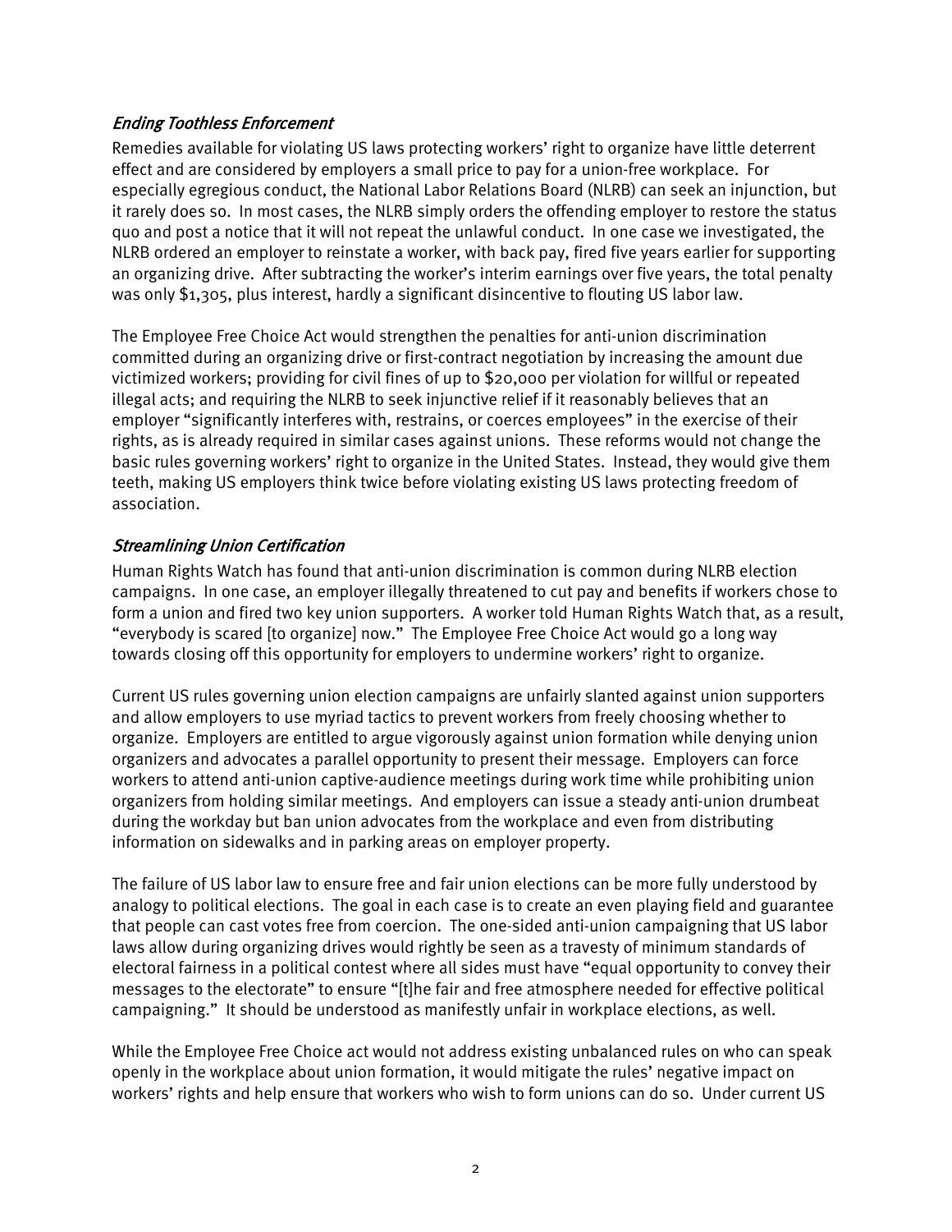### *Ending Toothless Enforcement*

Remedies available for violating US laws protecting workers' right to organize have little deterrent effect and are considered by employers a small price to pay for a union-free workplace. For especially egregious conduct, the National Labor Relations Board (NLRB) can seek an injunction, but it rarely does so. In most cases, the NLRB simply orders the offending employer to restore the status quo and post a notice that it will not repeat the unlawful conduct. In one case we investigated, the NLRB ordered an employer to reinstate a worker, with back pay, fired five years earlier for supporting an organizing drive. After subtracting the worker's interim earnings over five years, the total penalty was only $1,305, plus interest, hardly a significant disincentive to flouting US labor law.

The Employee Free Choice Act would strengthen the penalties for anti-union discrimination committed during an organizing drive or first-contract negotiation by increasing the amount due victimized workers; providing for civil fines of up to $20,000 per violation for willful or repeated illegal acts; and requiring the NLRB to seek injunctive relief if it reasonably believes that an employer "significantly interferes with, restrains, or coerces employees" in the exercise of their rights, as is already required in similar cases against unions. These reforms would not change the basic rules governing workers' right to organize in the United States. Instead, they would give them teeth, making US employers think twice before violating existing US laws protecting freedom of association.

### *Streamlining Union Certification*

Human Rights Watch has found that anti-union discrimination is common during NLRB election campaigns. In one case, an employer illegally threatened to cut pay and benefits if workers chose to form a union and fired two key union supporters. A worker told Human Rights Watch that, as a result, "everybody is scared [to organize] now." The Employee Free Choice Act would go a long way towards closing off this opportunity for employers to undermine workers' right to organize.

Current US rules governing union election campaigns are unfairly slanted against union supporters and allow employers to use myriad tactics to prevent workers from freely choosing whether to organize. Employers are entitled to argue vigorously against union formation while denying union organizers and advocates a parallel opportunity to present their message. Employers can force workers to attend anti-union captive-audience meetings during work time while prohibiting union organizers from holding similar meetings. And employers can issue a steady anti-union drumbeat during the workday but ban union advocates from the workplace and even from distributing information on sidewalks and in parking areas on employer property.

The failure of US labor law to ensure free and fair union elections can be more fully understood by analogy to political elections. The goal in each case is to create an even playing field and guarantee that people can cast votes free from coercion. The one-sided anti-union campaigning that US labor laws allow during organizing drives would rightly be seen as a travesty of minimum standards of electoral fairness in a political contest where all sides must have "equal opportunity to convey their messages to the electorate" to ensure "[t]he fair and free atmosphere needed for effective political campaigning." It should be understood as manifestly unfair in workplace elections, as well.

While the Employee Free Choice act would not address existing unbalanced rules on who can speak openly in the workplace about union formation, it would mitigate the rules' negative impact on workers' rights and help ensure that workers who wish to form unions can do so. Under current US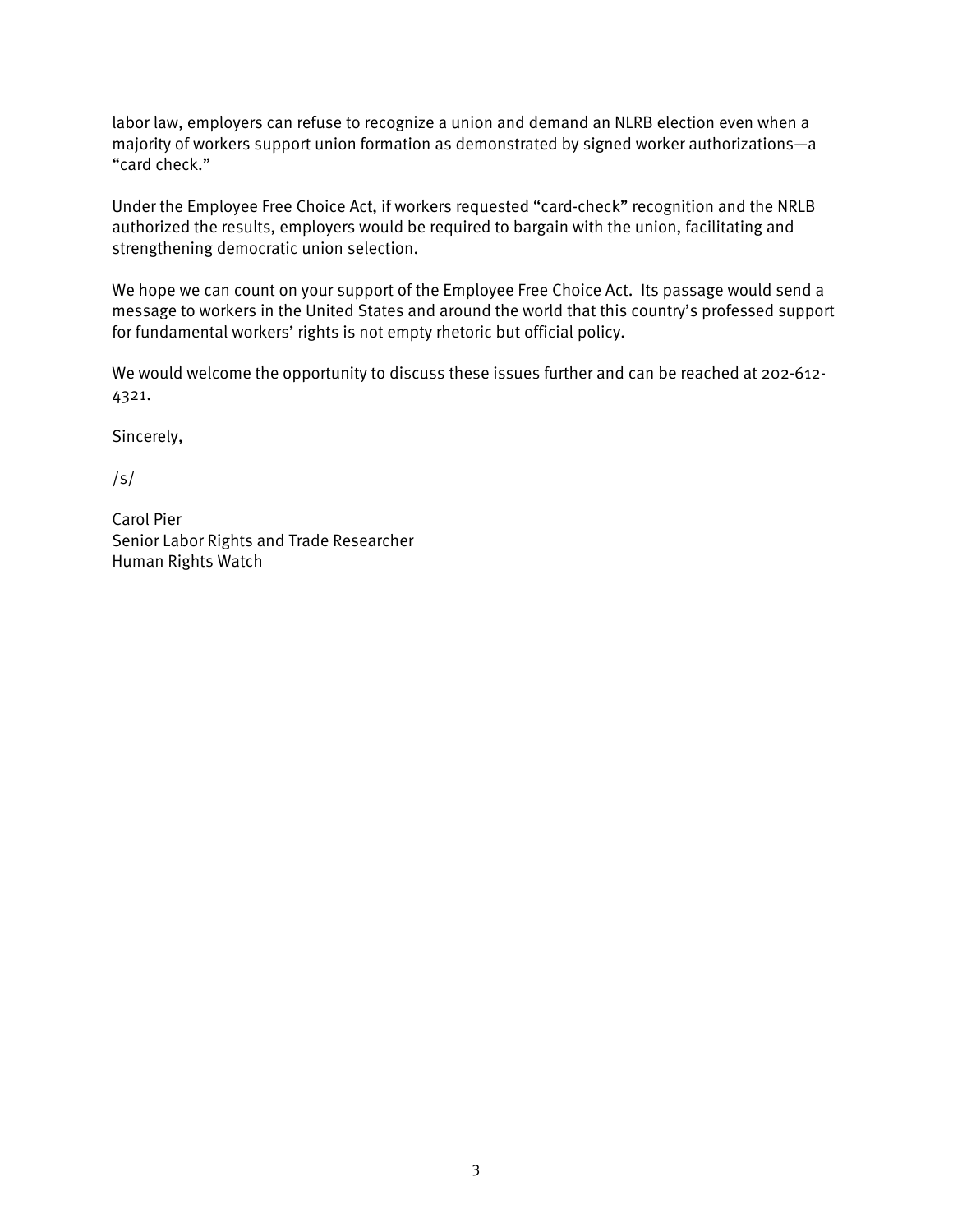labor law, employers can refuse to recognize a union and demand an NLRB election even when a majority of workers support union formation as demonstrated by signed worker authorizations—a "card check."

Under the Employee Free Choice Act, if workers requested "card-check" recognition and the NRLB authorized the results, employers would be required to bargain with the union, facilitating and strengthening democratic union selection.

We hope we can count on your support of the Employee Free Choice Act. Its passage would send a message to workers in the United States and around the world that this country's professed support for fundamental workers' rights is not empty rhetoric but official policy.

We would welcome the opportunity to discuss these issues further and can be reached at 202-612-4321.

Sincerely,

/s/

Carol Pier
Senior Labor Rights and Trade Researcher
Human Rights Watch